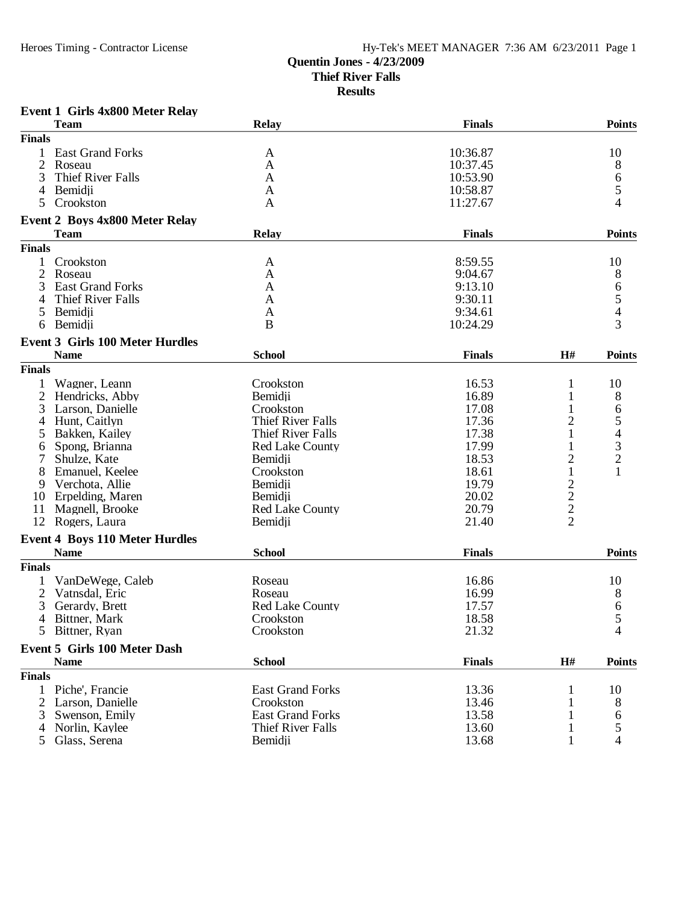# Quentin Jones - 4/23/2009
## Thief River Falls
## Results

### Event 1 Girls 4x800 Meter Relay

| | Team | Relay | Finals | Points |
|---|---|---|---|---|
| **Finals** | | | | |
| 1 | East Grand Forks | A | 10:36.87 | 10 |
| 2 | Roseau | A | 10:37.45 | 8 |
| 3 | Thief River Falls | A | 10:53.90 | 6 |
| 4 | Bemidji | A | 10:58.87 | 5 |
| 5 | Crookston | A | 11:27.67 | 4 |

### Event 2 Boys 4x800 Meter Relay

| | Team | Relay | Finals | Points |
|---|---|---|---|---|
| **Finals** | | | | |
| 1 | Crookston | A | 8:59.55 | 10 |
| 2 | Roseau | A | 9:04.67 | 8 |
| 3 | East Grand Forks | A | 9:13.10 | 6 |
| 4 | Thief River Falls | A | 9:30.11 | 5 |
| 5 | Bemidji | A | 9:34.61 | 4 |
| 6 | Bemidji | B | 10:24.29 | 3 |

### Event 3 Girls 100 Meter Hurdles

| | Name | School | Finals | H# | Points |
|---|---|---|---|---|---|
| **Finals** | | | | | |
| 1 | Wagner, Leann | Crookston | 16.53 | 1 | 10 |
| 2 | Hendricks, Abby | Bemidji | 16.89 | 1 | 8 |
| 3 | Larson, Danielle | Crookston | 17.08 | 1 | 6 |
| 4 | Hunt, Caitlyn | Thief River Falls | 17.36 | 2 | 5 |
| 5 | Bakken, Kailey | Thief River Falls | 17.38 | 1 | 4 |
| 6 | Spong, Brianna | Red Lake County | 17.99 | 1 | 3 |
| 7 | Shulze, Kate | Bemidji | 18.53 | 2 | 2 |
| 8 | Emanuel, Keelee | Crookston | 18.61 | 1 | 1 |
| 9 | Verchota, Allie | Bemidji | 19.79 | 2 | |
| 10 | Erpelding, Maren | Bemidji | 20.02 | 2 | |
| 11 | Magnell, Brooke | Red Lake County | 20.79 | 2 | |
| 12 | Rogers, Laura | Bemidji | 21.40 | 2 | |

### Event 4 Boys 110 Meter Hurdles

| | Name | School | Finals | Points |
|---|---|---|---|---|
| **Finals** | | | | |
| 1 | VanDeWege, Caleb | Roseau | 16.86 | 10 |
| 2 | Vatnsdal, Eric | Roseau | 16.99 | 8 |
| 3 | Gerardy, Brett | Red Lake County | 17.57 | 6 |
| 4 | Bittner, Mark | Crookston | 18.58 | 5 |
| 5 | Bittner, Ryan | Crookston | 21.32 | 4 |

### Event 5 Girls 100 Meter Dash

| | Name | School | Finals | H# | Points |
|---|---|---|---|---|---|
| **Finals** | | | | | |
| 1 | Piche', Francie | East Grand Forks | 13.36 | 1 | 10 |
| 2 | Larson, Danielle | Crookston | 13.46 | 1 | 8 |
| 3 | Swenson, Emily | East Grand Forks | 13.58 | 1 | 6 |
| 4 | Norlin, Kaylee | Thief River Falls | 13.60 | 1 | 5 |
| 5 | Glass, Serena | Bemidji | 13.68 | 1 | 4 |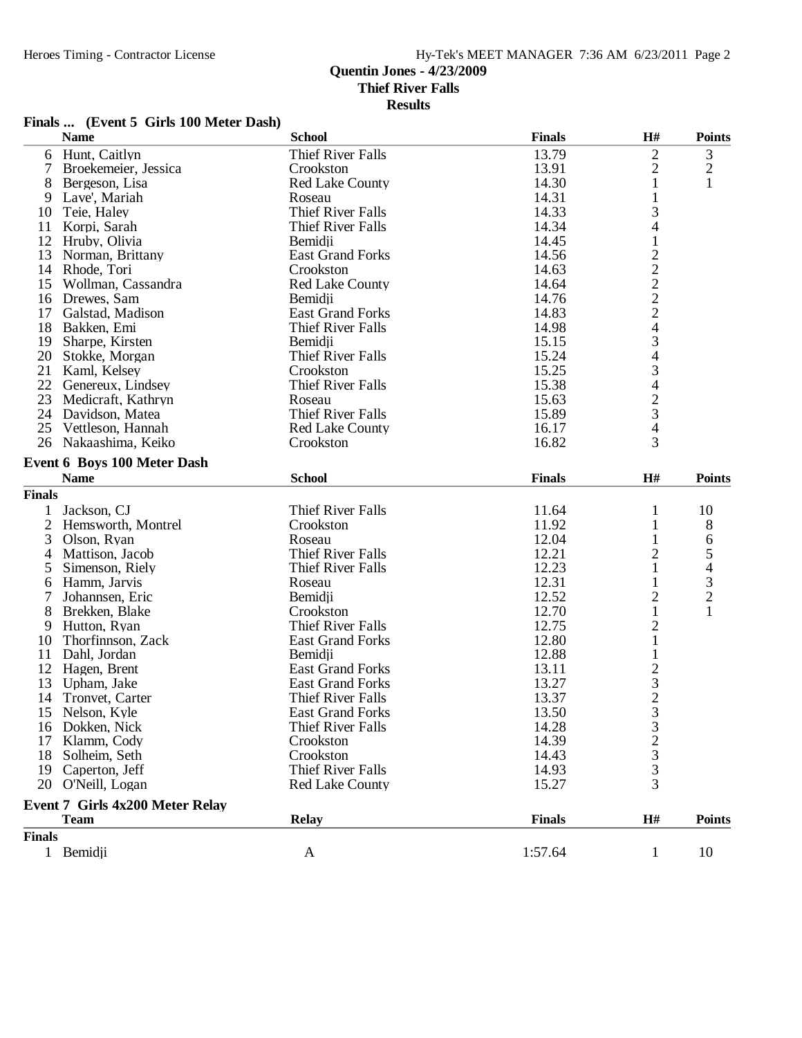**Quentin Jones - 4/23/2009**
**Thief River Falls**
**Results**

### Finals ... (Event 5 Girls 100 Meter Dash)

| | Name | School | Finals | H# | Points |
|---|---|---|---|---|---|
| 6 | Hunt, Caitlyn | Thief River Falls | 13.79 | 2 | 3 |
| 7 | Broekemeier, Jessica | Crookston | 13.91 | 2 | 2 |
| 8 | Bergeson, Lisa | Red Lake County | 14.30 | 1 | 1 |
| 9 | Lave', Mariah | Roseau | 14.31 | 1 | |
| 10 | Teie, Haley | Thief River Falls | 14.33 | 3 | |
| 11 | Korpi, Sarah | Thief River Falls | 14.34 | 4 | |
| 12 | Hruby, Olivia | Bemidji | 14.45 | 1 | |
| 13 | Norman, Brittany | East Grand Forks | 14.56 | 2 | |
| 14 | Rhode, Tori | Crookston | 14.63 | 2 | |
| 15 | Wollman, Cassandra | Red Lake County | 14.64 | 2 | |
| 16 | Drewes, Sam | Bemidji | 14.76 | 2 | |
| 17 | Galstad, Madison | East Grand Forks | 14.83 | 2 | |
| 18 | Bakken, Emi | Thief River Falls | 14.98 | 4 | |
| 19 | Sharpe, Kirsten | Bemidji | 15.15 | 3 | |
| 20 | Stokke, Morgan | Thief River Falls | 15.24 | 4 | |
| 21 | Kaml, Kelsey | Crookston | 15.25 | 3 | |
| 22 | Genereux, Lindsey | Thief River Falls | 15.38 | 4 | |
| 23 | Medicraft, Kathryn | Roseau | 15.63 | 2 | |
| 24 | Davidson, Matea | Thief River Falls | 15.89 | 3 | |
| 25 | Vettleson, Hannah | Red Lake County | 16.17 | 4 | |
| 26 | Nakaashima, Keiko | Crookston | 16.82 | 3 | |

### Event 6 Boys 100 Meter Dash

| | Name | School | Finals | H# | Points |
|---|---|---|---|---|---|
| **Finals** | | | | | |
| 1 | Jackson, CJ | Thief River Falls | 11.64 | 1 | 10 |
| 2 | Hemsworth, Montrel | Crookston | 11.92 | 1 | 8 |
| 3 | Olson, Ryan | Roseau | 12.04 | 1 | 6 |
| 4 | Mattison, Jacob | Thief River Falls | 12.21 | 2 | 5 |
| 5 | Simenson, Riely | Thief River Falls | 12.23 | 1 | 4 |
| 6 | Hamm, Jarvis | Roseau | 12.31 | 1 | 3 |
| 7 | Johannsen, Eric | Bemidji | 12.52 | 2 | 2 |
| 8 | Brekken, Blake | Crookston | 12.70 | 1 | 1 |
| 9 | Hutton, Ryan | Thief River Falls | 12.75 | 2 | |
| 10 | Thorfinnson, Zack | East Grand Forks | 12.80 | 1 | |
| 11 | Dahl, Jordan | Bemidji | 12.88 | 1 | |
| 12 | Hagen, Brent | East Grand Forks | 13.11 | 2 | |
| 13 | Upham, Jake | East Grand Forks | 13.27 | 3 | |
| 14 | Tronvet, Carter | Thief River Falls | 13.37 | 2 | |
| 15 | Nelson, Kyle | East Grand Forks | 13.50 | 3 | |
| 16 | Dokken, Nick | Thief River Falls | 14.28 | 3 | |
| 17 | Klamm, Cody | Crookston | 14.39 | 2 | |
| 18 | Solheim, Seth | Crookston | 14.43 | 3 | |
| 19 | Caperton, Jeff | Thief River Falls | 14.93 | 3 | |
| 20 | O'Neill, Logan | Red Lake County | 15.27 | 3 | |

### Event 7 Girls 4x200 Meter Relay

| | Team | Relay | Finals | H# | Points |
|---|---|---|---|---|---|
| **Finals** | | | | | |
| 1 | Bemidji | A | 1:57.64 | 1 | 10 |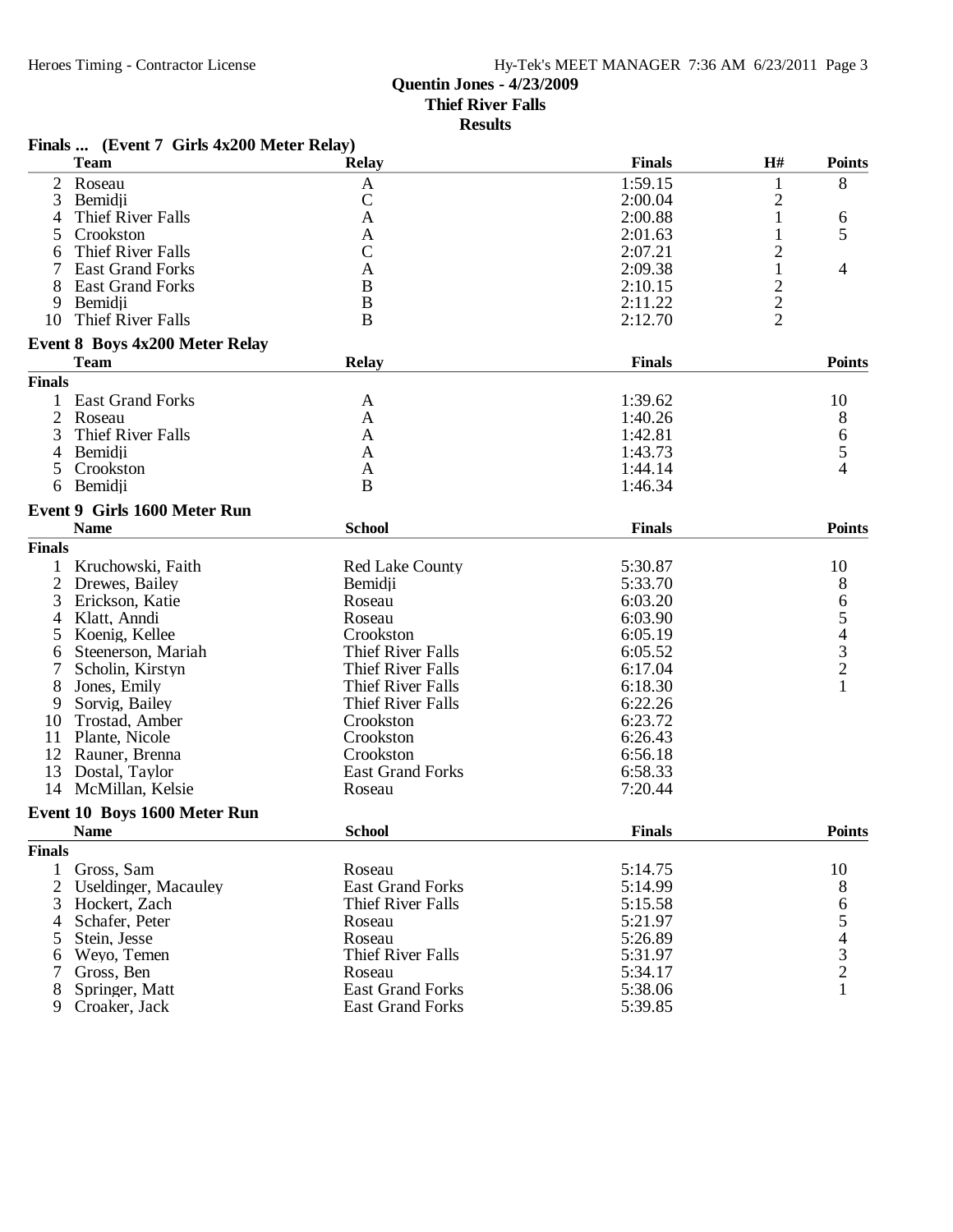**Quentin Jones - 4/23/2009**
**Thief River Falls**
**Results**

### Finals ... (Event 7 Girls 4x200 Meter Relay)

| | Team | Relay | Finals | H# | Points |
|---|---|---|---|---|---|
| 2 | Roseau | A | 1:59.15 | 1 | 8 |
| 3 | Bemidji | C | 2:00.04 | 2 | |
| 4 | Thief River Falls | A | 2:00.88 | 1 | 6 |
| 5 | Crookston | A | 2:01.63 | 1 | 5 |
| 6 | Thief River Falls | C | 2:07.21 | 2 | |
| 7 | East Grand Forks | A | 2:09.38 | 1 | 4 |
| 8 | East Grand Forks | B | 2:10.15 | 2 | |
| 9 | Bemidji | B | 2:11.22 | 2 | |
| 10 | Thief River Falls | B | 2:12.70 | 2 | |

### Event 8 Boys 4x200 Meter Relay

| | Team | Relay | Finals | Points |
|---|---|---|---|---|
| **Finals** | | | | |
| 1 | East Grand Forks | A | 1:39.62 | 10 |
| 2 | Roseau | A | 1:40.26 | 8 |
| 3 | Thief River Falls | A | 1:42.81 | 6 |
| 4 | Bemidji | A | 1:43.73 | 5 |
| 5 | Crookston | A | 1:44.14 | 4 |
| 6 | Bemidji | B | 1:46.34 | |

### Event 9 Girls 1600 Meter Run

| | Name | School | Finals | Points |
|---|---|---|---|---|
| **Finals** | | | | |
| 1 | Kruchowski, Faith | Red Lake County | 5:30.87 | 10 |
| 2 | Drewes, Bailey | Bemidji | 5:33.70 | 8 |
| 3 | Erickson, Katie | Roseau | 6:03.20 | 6 |
| 4 | Klatt, Anndi | Roseau | 6:03.90 | 5 |
| 5 | Koenig, Kellee | Crookston | 6:05.19 | 4 |
| 6 | Steenerson, Mariah | Thief River Falls | 6:05.52 | 3 |
| 7 | Scholin, Kirstyn | Thief River Falls | 6:17.04 | 2 |
| 8 | Jones, Emily | Thief River Falls | 6:18.30 | 1 |
| 9 | Sorvig, Bailey | Thief River Falls | 6:22.26 | |
| 10 | Trostad, Amber | Crookston | 6:23.72 | |
| 11 | Plante, Nicole | Crookston | 6:26.43 | |
| 12 | Rauner, Brenna | Crookston | 6:56.18 | |
| 13 | Dostal, Taylor | East Grand Forks | 6:58.33 | |
| 14 | McMillan, Kelsie | Roseau | 7:20.44 | |

### Event 10 Boys 1600 Meter Run

| | Name | School | Finals | Points |
|---|---|---|---|---|
| **Finals** | | | | |
| 1 | Gross, Sam | Roseau | 5:14.75 | 10 |
| 2 | Useldinger, Macauley | East Grand Forks | 5:14.99 | 8 |
| 3 | Hockert, Zach | Thief River Falls | 5:15.58 | 6 |
| 4 | Schafer, Peter | Roseau | 5:21.97 | 5 |
| 5 | Stein, Jesse | Roseau | 5:26.89 | 4 |
| 6 | Weyo, Temen | Thief River Falls | 5:31.97 | 3 |
| 7 | Gross, Ben | Roseau | 5:34.17 | 2 |
| 8 | Springer, Matt | East Grand Forks | 5:38.06 | 1 |
| 9 | Croaker, Jack | East Grand Forks | 5:39.85 | |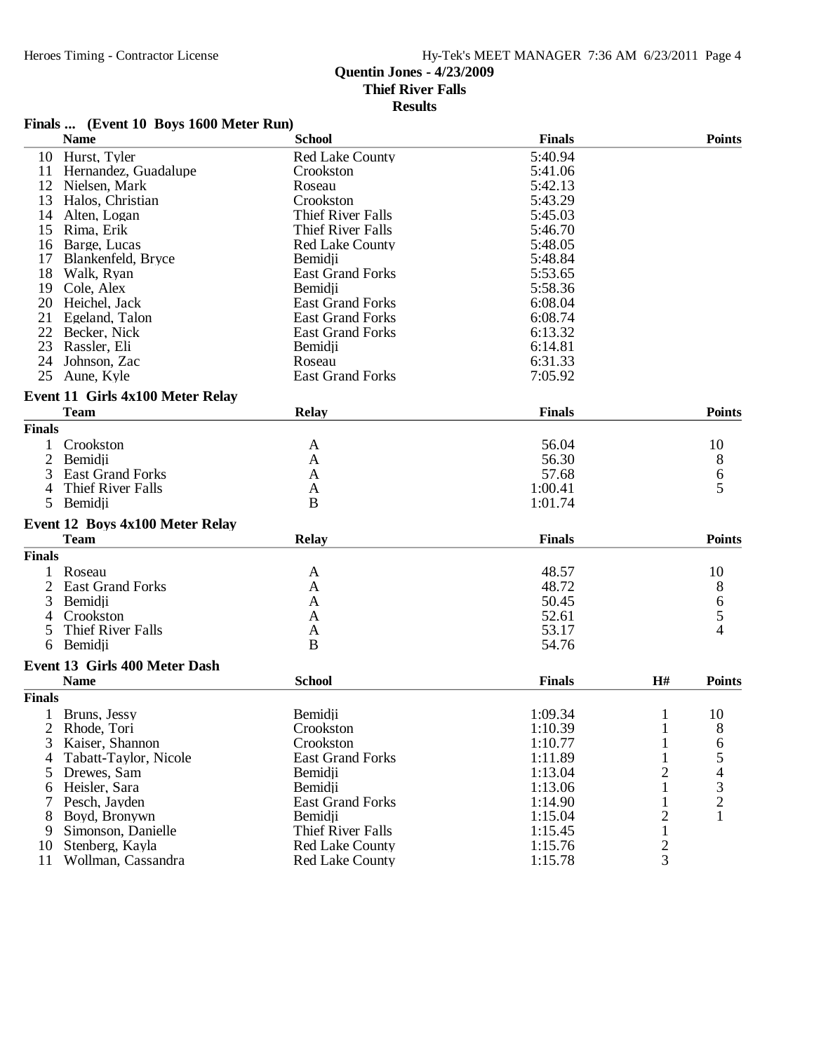**Quentin Jones - 4/23/2009**
**Thief River Falls**
**Results**

### Finals ... (Event 10 Boys 1600 Meter Run)

| | Name | School | Finals | Points |
|---|---|---|---|---|
| 10 | Hurst, Tyler | Red Lake County | 5:40.94 | |
| 11 | Hernandez, Guadalupe | Crookston | 5:41.06 | |
| 12 | Nielsen, Mark | Roseau | 5:42.13 | |
| 13 | Halos, Christian | Crookston | 5:43.29 | |
| 14 | Alten, Logan | Thief River Falls | 5:45.03 | |
| 15 | Rima, Erik | Thief River Falls | 5:46.70 | |
| 16 | Barge, Lucas | Red Lake County | 5:48.05 | |
| 17 | Blankenfeld, Bryce | Bemidji | 5:48.84 | |
| 18 | Walk, Ryan | East Grand Forks | 5:53.65 | |
| 19 | Cole, Alex | Bemidji | 5:58.36 | |
| 20 | Heichel, Jack | East Grand Forks | 6:08.04 | |
| 21 | Egeland, Talon | East Grand Forks | 6:08.74 | |
| 22 | Becker, Nick | East Grand Forks | 6:13.32 | |
| 23 | Rassler, Eli | Bemidji | 6:14.81 | |
| 24 | Johnson, Zac | Roseau | 6:31.33 | |
| 25 | Aune, Kyle | East Grand Forks | 7:05.92 | |

### Event 11 Girls 4x100 Meter Relay

| | Team | Relay | Finals | Points |
|---|---|---|---|---|
| **Finals** | | | | |
| 1 | Crookston | A | 56.04 | 10 |
| 2 | Bemidji | A | 56.30 | 8 |
| 3 | East Grand Forks | A | 57.68 | 6 |
| 4 | Thief River Falls | A | 1:00.41 | 5 |
| 5 | Bemidji | B | 1:01.74 | |

### Event 12 Boys 4x100 Meter Relay

| | Team | Relay | Finals | Points |
|---|---|---|---|---|
| **Finals** | | | | |
| 1 | Roseau | A | 48.57 | 10 |
| 2 | East Grand Forks | A | 48.72 | 8 |
| 3 | Bemidji | A | 50.45 | 6 |
| 4 | Crookston | A | 52.61 | 5 |
| 5 | Thief River Falls | A | 53.17 | 4 |
| 6 | Bemidji | B | 54.76 | |

### Event 13 Girls 400 Meter Dash

| | Name | School | Finals | H# | Points |
|---|---|---|---|---|---|
| **Finals** | | | | | |
| 1 | Bruns, Jessy | Bemidji | 1:09.34 | 1 | 10 |
| 2 | Rhode, Tori | Crookston | 1:10.39 | 1 | 8 |
| 3 | Kaiser, Shannon | Crookston | 1:10.77 | 1 | 6 |
| 4 | Tabatt-Taylor, Nicole | East Grand Forks | 1:11.89 | 1 | 5 |
| 5 | Drewes, Sam | Bemidji | 1:13.04 | 2 | 4 |
| 6 | Heisler, Sara | Bemidji | 1:13.06 | 1 | 3 |
| 7 | Pesch, Jayden | East Grand Forks | 1:14.90 | 1 | 2 |
| 8 | Boyd, Bronywn | Bemidji | 1:15.04 | 2 | 1 |
| 9 | Simonson, Danielle | Thief River Falls | 1:15.45 | 1 | |
| 10 | Stenberg, Kayla | Red Lake County | 1:15.76 | 2 | |
| 11 | Wollman, Cassandra | Red Lake County | 1:15.78 | 3 | |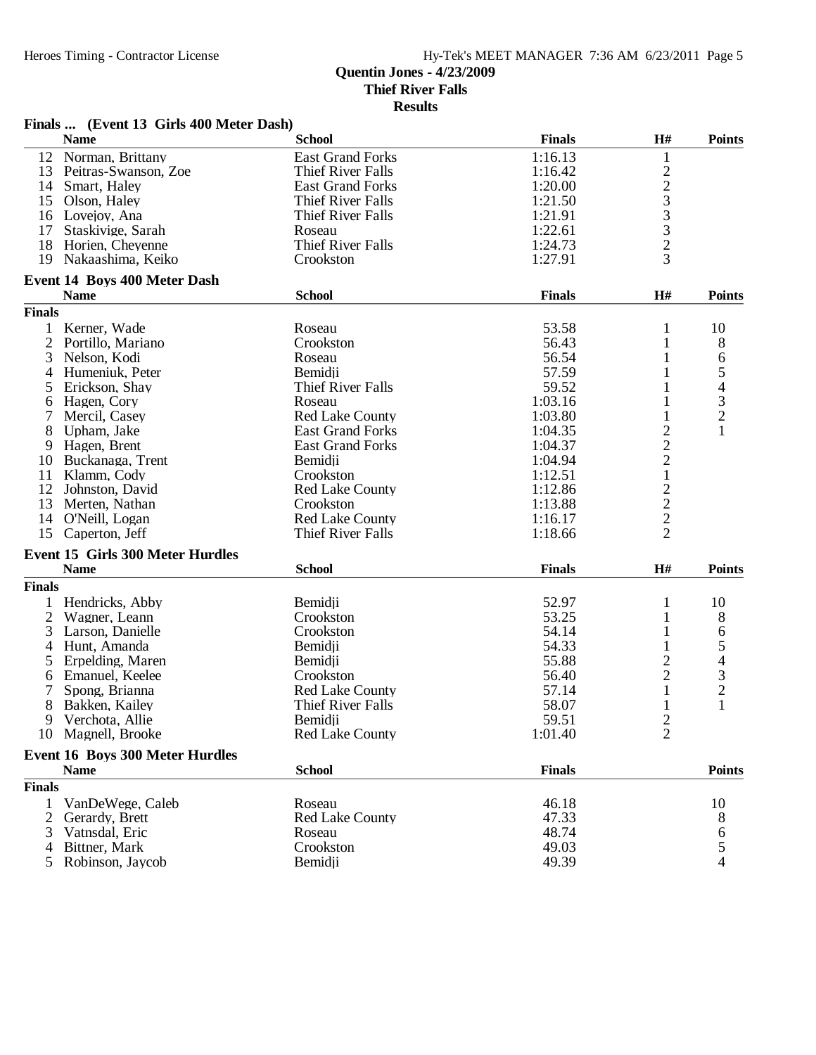**Quentin Jones - 4/23/2009**
**Thief River Falls**
**Results**

### Finals ... (Event 13 Girls 400 Meter Dash)

| | Name | School | Finals | H# | Points |
|---|---|---|---|---|---|
| 12 | Norman, Brittany | East Grand Forks | 1:16.13 | 1 | |
| 13 | Peitras-Swanson, Zoe | Thief River Falls | 1:16.42 | 2 | |
| 14 | Smart, Haley | East Grand Forks | 1:20.00 | 2 | |
| 15 | Olson, Haley | Thief River Falls | 1:21.50 | 3 | |
| 16 | Lovejoy, Ana | Thief River Falls | 1:21.91 | 3 | |
| 17 | Staskivige, Sarah | Roseau | 1:22.61 | 3 | |
| 18 | Horien, Cheyenne | Thief River Falls | 1:24.73 | 2 | |
| 19 | Nakaashima, Keiko | Crookston | 1:27.91 | 3 | |

### Event 14 Boys 400 Meter Dash

| | Name | School | Finals | H# | Points |
|---|---|---|---|---|---|
| **Finals** | | | | | |
| 1 | Kerner, Wade | Roseau | 53.58 | 1 | 10 |
| 2 | Portillo, Mariano | Crookston | 56.43 | 1 | 8 |
| 3 | Nelson, Kodi | Roseau | 56.54 | 1 | 6 |
| 4 | Humeniuk, Peter | Bemidji | 57.59 | 1 | 5 |
| 5 | Erickson, Shay | Thief River Falls | 59.52 | 1 | 4 |
| 6 | Hagen, Cory | Roseau | 1:03.16 | 1 | 3 |
| 7 | Mercil, Casey | Red Lake County | 1:03.80 | 1 | 2 |
| 8 | Upham, Jake | East Grand Forks | 1:04.35 | 2 | 1 |
| 9 | Hagen, Brent | East Grand Forks | 1:04.37 | 2 | |
| 10 | Buckanaga, Trent | Bemidji | 1:04.94 | 2 | |
| 11 | Klamm, Cody | Crookston | 1:12.51 | 1 | |
| 12 | Johnston, David | Red Lake County | 1:12.86 | 2 | |
| 13 | Merten, Nathan | Crookston | 1:13.88 | 2 | |
| 14 | O'Neill, Logan | Red Lake County | 1:16.17 | 2 | |
| 15 | Caperton, Jeff | Thief River Falls | 1:18.66 | 2 | |

### Event 15 Girls 300 Meter Hurdles

| | Name | School | Finals | H# | Points |
|---|---|---|---|---|---|
| **Finals** | | | | | |
| 1 | Hendricks, Abby | Bemidji | 52.97 | 1 | 10 |
| 2 | Wagner, Leann | Crookston | 53.25 | 1 | 8 |
| 3 | Larson, Danielle | Crookston | 54.14 | 1 | 6 |
| 4 | Hunt, Amanda | Bemidji | 54.33 | 1 | 5 |
| 5 | Erpelding, Maren | Bemidji | 55.88 | 2 | 4 |
| 6 | Emanuel, Keelee | Crookston | 56.40 | 2 | 3 |
| 7 | Spong, Brianna | Red Lake County | 57.14 | 1 | 2 |
| 8 | Bakken, Kailey | Thief River Falls | 58.07 | 1 | 1 |
| 9 | Verchota, Allie | Bemidji | 59.51 | 2 | |
| 10 | Magnell, Brooke | Red Lake County | 1:01.40 | 2 | |

### Event 16 Boys 300 Meter Hurdles

| | Name | School | Finals | Points |
|---|---|---|---|---|
| **Finals** | | | | |
| 1 | VanDeWege, Caleb | Roseau | 46.18 | 10 |
| 2 | Gerardy, Brett | Red Lake County | 47.33 | 8 |
| 3 | Vatnsdal, Eric | Roseau | 48.74 | 6 |
| 4 | Bittner, Mark | Crookston | 49.03 | 5 |
| 5 | Robinson, Jaycob | Bemidji | 49.39 | 4 |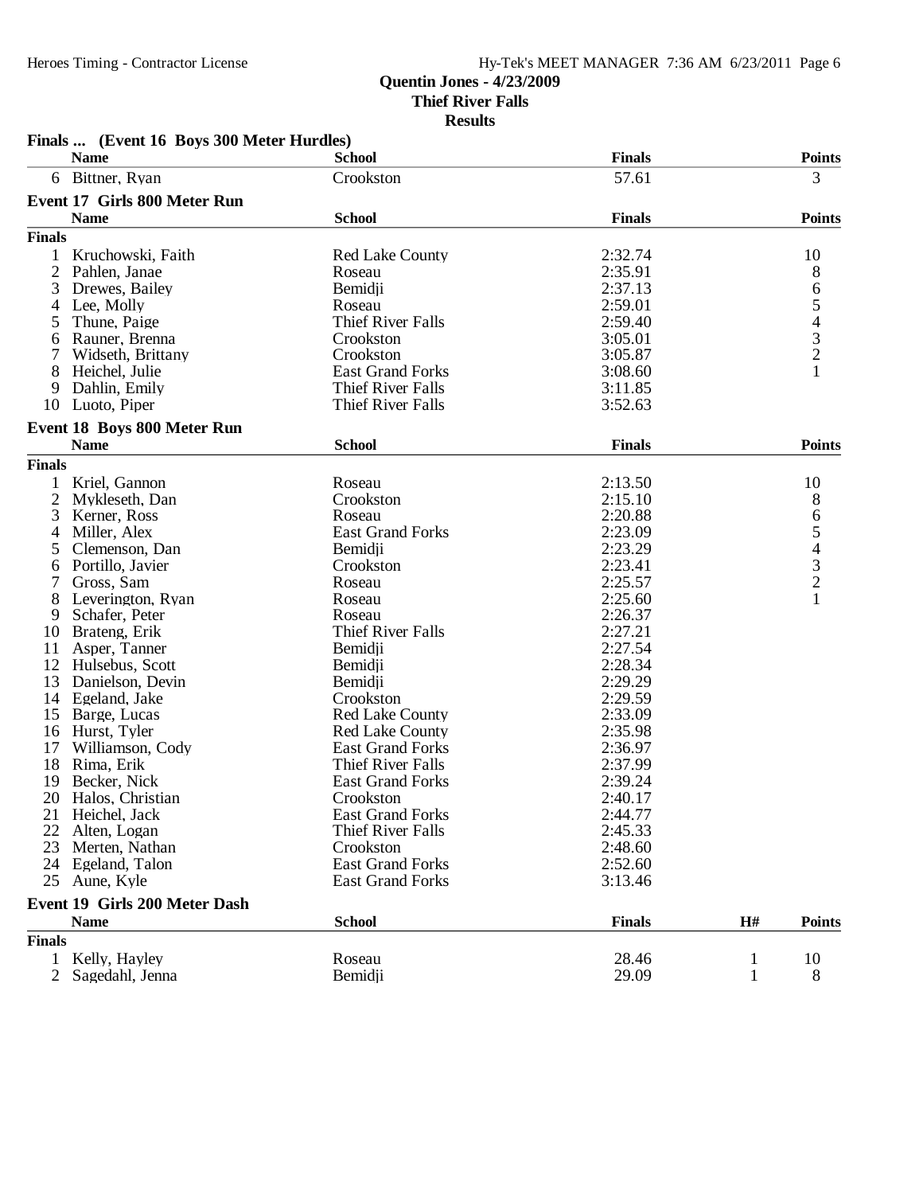**Quentin Jones - 4/23/2009**
**Thief River Falls**
**Results**

### Finals ... (Event 16 Boys 300 Meter Hurdles)

| | Name | School | Finals | Points |
|---|---|---|---|---|
| 6 | Bittner, Ryan | Crookston | 57.61 | 3 |

### Event 17 Girls 800 Meter Run

| | Name | School | Finals | Points |
|---|---|---|---|---|
| **Finals** | | | | |
| 1 | Kruchowski, Faith | Red Lake County | 2:32.74 | 10 |
| 2 | Pahlen, Janae | Roseau | 2:35.91 | 8 |
| 3 | Drewes, Bailey | Bemidji | 2:37.13 | 6 |
| 4 | Lee, Molly | Roseau | 2:59.01 | 5 |
| 5 | Thune, Paige | Thief River Falls | 2:59.40 | 4 |
| 6 | Rauner, Brenna | Crookston | 3:05.01 | 3 |
| 7 | Widseth, Brittany | Crookston | 3:05.87 | 2 |
| 8 | Heichel, Julie | East Grand Forks | 3:08.60 | 1 |
| 9 | Dahlin, Emily | Thief River Falls | 3:11.85 | |
| 10 | Luoto, Piper | Thief River Falls | 3:52.63 | |

### Event 18 Boys 800 Meter Run

| | Name | School | Finals | Points |
|---|---|---|---|---|
| **Finals** | | | | |
| 1 | Kriel, Gannon | Roseau | 2:13.50 | 10 |
| 2 | Mykleseth, Dan | Crookston | 2:15.10 | 8 |
| 3 | Kerner, Ross | Roseau | 2:20.88 | 6 |
| 4 | Miller, Alex | East Grand Forks | 2:23.09 | 5 |
| 5 | Clemenson, Dan | Bemidji | 2:23.29 | 4 |
| 6 | Portillo, Javier | Crookston | 2:23.41 | 3 |
| 7 | Gross, Sam | Roseau | 2:25.57 | 2 |
| 8 | Leverington, Ryan | Roseau | 2:25.60 | 1 |
| 9 | Schafer, Peter | Roseau | 2:26.37 | |
| 10 | Brateng, Erik | Thief River Falls | 2:27.21 | |
| 11 | Asper, Tanner | Bemidji | 2:27.54 | |
| 12 | Hulsebus, Scott | Bemidji | 2:28.34 | |
| 13 | Danielson, Devin | Bemidji | 2:29.29 | |
| 14 | Egeland, Jake | Crookston | 2:29.59 | |
| 15 | Barge, Lucas | Red Lake County | 2:33.09 | |
| 16 | Hurst, Tyler | Red Lake County | 2:35.98 | |
| 17 | Williamson, Cody | East Grand Forks | 2:36.97 | |
| 18 | Rima, Erik | Thief River Falls | 2:37.99 | |
| 19 | Becker, Nick | East Grand Forks | 2:39.24 | |
| 20 | Halos, Christian | Crookston | 2:40.17 | |
| 21 | Heichel, Jack | East Grand Forks | 2:44.77 | |
| 22 | Alten, Logan | Thief River Falls | 2:45.33 | |
| 23 | Merten, Nathan | Crookston | 2:48.60 | |
| 24 | Egeland, Talon | East Grand Forks | 2:52.60 | |
| 25 | Aune, Kyle | East Grand Forks | 3:13.46 | |

### Event 19 Girls 200 Meter Dash

| | Name | School | Finals | H# | Points |
|---|---|---|---|---|---|
| **Finals** | | | | | |
| 1 | Kelly, Hayley | Roseau | 28.46 | 1 | 10 |
| 2 | Sagedahl, Jenna | Bemidji | 29.09 | 1 | 8 |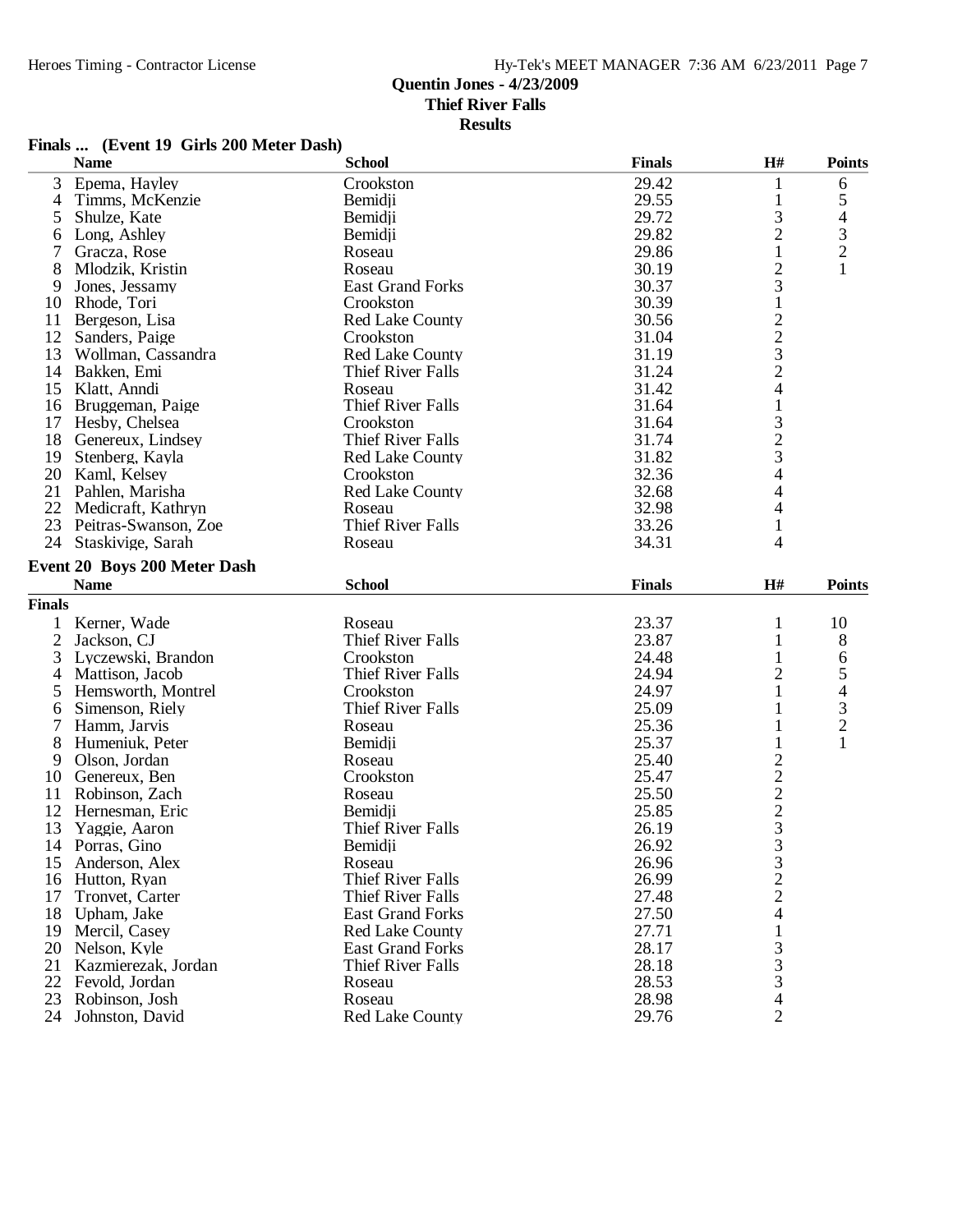**Quentin Jones - 4/23/2009**
**Thief River Falls**
**Results**

### Finals ... (Event 19 Girls 200 Meter Dash)

| | Name | School | Finals | H# | Points |
|---|---|---|---|---|---|
| 3 | Epema, Hayley | Crookston | 29.42 | 1 | 6 |
| 4 | Timms, McKenzie | Bemidji | 29.55 | 1 | 5 |
| 5 | Shulze, Kate | Bemidji | 29.72 | 3 | 4 |
| 6 | Long, Ashley | Bemidji | 29.82 | 2 | 3 |
| 7 | Gracza, Rose | Roseau | 29.86 | 1 | 2 |
| 8 | Mlodzik, Kristin | Roseau | 30.19 | 2 | 1 |
| 9 | Jones, Jessamy | East Grand Forks | 30.37 | 3 | |
| 10 | Rhode, Tori | Crookston | 30.39 | 1 | |
| 11 | Bergeson, Lisa | Red Lake County | 30.56 | 2 | |
| 12 | Sanders, Paige | Crookston | 31.04 | 2 | |
| 13 | Wollman, Cassandra | Red Lake County | 31.19 | 3 | |
| 14 | Bakken, Emi | Thief River Falls | 31.24 | 2 | |
| 15 | Klatt, Anndi | Roseau | 31.42 | 4 | |
| 16 | Bruggeman, Paige | Thief River Falls | 31.64 | 1 | |
| 17 | Hesby, Chelsea | Crookston | 31.64 | 3 | |
| 18 | Genereux, Lindsey | Thief River Falls | 31.74 | 2 | |
| 19 | Stenberg, Kayla | Red Lake County | 31.82 | 3 | |
| 20 | Kaml, Kelsey | Crookston | 32.36 | 4 | |
| 21 | Pahlen, Marisha | Red Lake County | 32.68 | 4 | |
| 22 | Medicraft, Kathryn | Roseau | 32.98 | 4 | |
| 23 | Peitras-Swanson, Zoe | Thief River Falls | 33.26 | 1 | |
| 24 | Staskivige, Sarah | Roseau | 34.31 | 4 | |

### Event 20 Boys 200 Meter Dash

**Finals**

| | Name | School | Finals | H# | Points |
|---|---|---|---|---|---|
| 1 | Kerner, Wade | Roseau | 23.37 | 1 | 10 |
| 2 | Jackson, CJ | Thief River Falls | 23.87 | 1 | 8 |
| 3 | Lyczewski, Brandon | Crookston | 24.48 | 1 | 6 |
| 4 | Mattison, Jacob | Thief River Falls | 24.94 | 2 | 5 |
| 5 | Hemsworth, Montrel | Crookston | 24.97 | 1 | 4 |
| 6 | Simenson, Riely | Thief River Falls | 25.09 | 1 | 3 |
| 7 | Hamm, Jarvis | Roseau | 25.36 | 1 | 2 |
| 8 | Humeniuk, Peter | Bemidji | 25.37 | 1 | 1 |
| 9 | Olson, Jordan | Roseau | 25.40 | 2 | |
| 10 | Genereux, Ben | Crookston | 25.47 | 2 | |
| 11 | Robinson, Zach | Roseau | 25.50 | 2 | |
| 12 | Hernesman, Eric | Bemidji | 25.85 | 2 | |
| 13 | Yaggie, Aaron | Thief River Falls | 26.19 | 3 | |
| 14 | Porras, Gino | Bemidji | 26.92 | 3 | |
| 15 | Anderson, Alex | Roseau | 26.96 | 3 | |
| 16 | Hutton, Ryan | Thief River Falls | 26.99 | 2 | |
| 17 | Tronvet, Carter | Thief River Falls | 27.48 | 2 | |
| 18 | Upham, Jake | East Grand Forks | 27.50 | 4 | |
| 19 | Mercil, Casey | Red Lake County | 27.71 | 1 | |
| 20 | Nelson, Kyle | East Grand Forks | 28.17 | 3 | |
| 21 | Kazmierezak, Jordan | Thief River Falls | 28.18 | 3 | |
| 22 | Fevold, Jordan | Roseau | 28.53 | 3 | |
| 23 | Robinson, Josh | Roseau | 28.98 | 4 | |
| 24 | Johnston, David | Red Lake County | 29.76 | 2 | |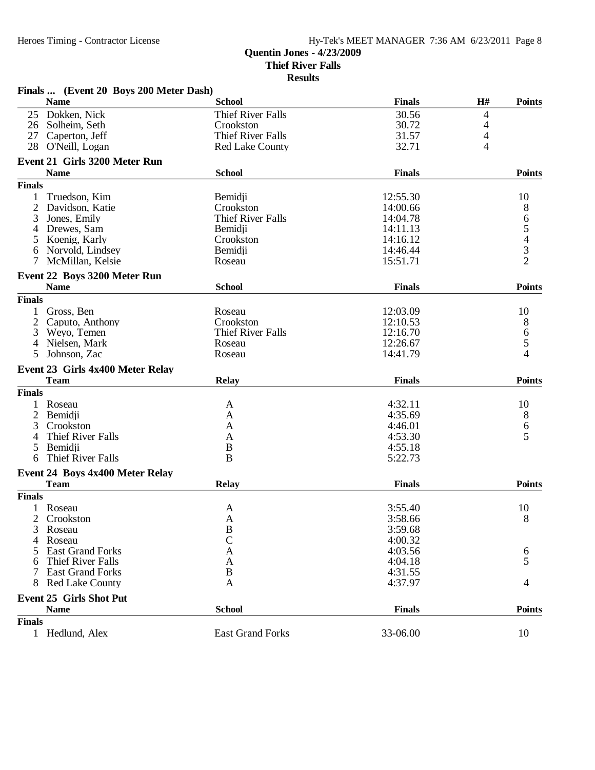**Quentin Jones - 4/23/2009**
**Thief River Falls**
**Results**

### Finals ... (Event 20 Boys 200 Meter Dash)

| | Name | School | Finals | H# | Points |
|---|---|---|---|---|---|
| 25 | Dokken, Nick | Thief River Falls | 30.56 | 4 | |
| 26 | Solheim, Seth | Crookston | 30.72 | 4 | |
| 27 | Caperton, Jeff | Thief River Falls | 31.57 | 4 | |
| 28 | O'Neill, Logan | Red Lake County | 32.71 | 4 | |

### Event 21 Girls 3200 Meter Run

| | Name | School | Finals | Points |
|---|---|---|---|---|
| **Finals** | | | | |
| 1 | Truedson, Kim | Bemidji | 12:55.30 | 10 |
| 2 | Davidson, Katie | Crookston | 14:00.66 | 8 |
| 3 | Jones, Emily | Thief River Falls | 14:04.78 | 6 |
| 4 | Drewes, Sam | Bemidji | 14:11.13 | 5 |
| 5 | Koenig, Karly | Crookston | 14:16.12 | 4 |
| 6 | Norvold, Lindsey | Bemidji | 14:46.44 | 3 |
| 7 | McMillan, Kelsie | Roseau | 15:51.71 | 2 |

### Event 22 Boys 3200 Meter Run

| | Name | School | Finals | Points |
|---|---|---|---|---|
| **Finals** | | | | |
| 1 | Gross, Ben | Roseau | 12:03.09 | 10 |
| 2 | Caputo, Anthony | Crookston | 12:10.53 | 8 |
| 3 | Weyo, Temen | Thief River Falls | 12:16.70 | 6 |
| 4 | Nielsen, Mark | Roseau | 12:26.67 | 5 |
| 5 | Johnson, Zac | Roseau | 14:41.79 | 4 |

### Event 23 Girls 4x400 Meter Relay

| | Team | Relay | Finals | Points |
|---|---|---|---|---|
| **Finals** | | | | |
| 1 | Roseau | A | 4:32.11 | 10 |
| 2 | Bemidji | A | 4:35.69 | 8 |
| 3 | Crookston | A | 4:46.01 | 6 |
| 4 | Thief River Falls | A | 4:53.30 | 5 |
| 5 | Bemidji | B | 4:55.18 | |
| 6 | Thief River Falls | B | 5:22.73 | |

### Event 24 Boys 4x400 Meter Relay

| | Team | Relay | Finals | Points |
|---|---|---|---|---|
| **Finals** | | | | |
| 1 | Roseau | A | 3:55.40 | 10 |
| 2 | Crookston | A | 3:58.66 | 8 |
| 3 | Roseau | B | 3:59.68 | |
| 4 | Roseau | C | 4:00.32 | |
| 5 | East Grand Forks | A | 4:03.56 | 6 |
| 6 | Thief River Falls | A | 4:04.18 | 5 |
| 7 | East Grand Forks | B | 4:31.55 | |
| 8 | Red Lake County | A | 4:37.97 | 4 |

### Event 25 Girls Shot Put

| | Name | School | Finals | Points |
|---|---|---|---|---|
| **Finals** | | | | |
| 1 | Hedlund, Alex | East Grand Forks | 33-06.00 | 10 |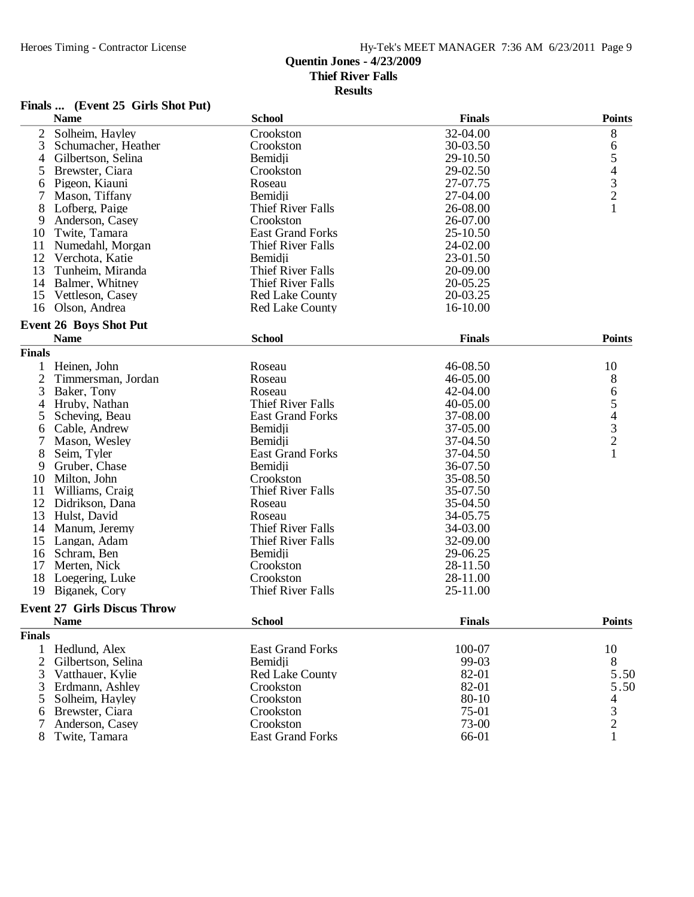## Quentin Jones - 4/23/2009
### Thief River Falls
### Results

**Finals ... (Event 25 Girls Shot Put)**

| | Name | School | Finals | Points |
|---|---|---|---|---|
| 2 | Solheim, Hayley | Crookston | 32-04.00 | 8 |
| 3 | Schumacher, Heather | Crookston | 30-03.50 | 6 |
| 4 | Gilbertson, Selina | Bemidji | 29-10.50 | 5 |
| 5 | Brewster, Ciara | Crookston | 29-02.50 | 4 |
| 6 | Pigeon, Kiauni | Roseau | 27-07.75 | 3 |
| 7 | Mason, Tiffany | Bemidji | 27-04.00 | 2 |
| 8 | Lofberg, Paige | Thief River Falls | 26-08.00 | 1 |
| 9 | Anderson, Casey | Crookston | 26-07.00 | |
| 10 | Twite, Tamara | East Grand Forks | 25-10.50 | |
| 11 | Numedahl, Morgan | Thief River Falls | 24-02.00 | |
| 12 | Verchota, Katie | Bemidji | 23-01.50 | |
| 13 | Tunheim, Miranda | Thief River Falls | 20-09.00 | |
| 14 | Balmer, Whitney | Thief River Falls | 20-05.25 | |
| 15 | Vettleson, Casey | Red Lake County | 20-03.25 | |
| 16 | Olson, Andrea | Red Lake County | 16-10.00 | |

**Event 26 Boys Shot Put**

| | Name | School | Finals | Points |
|---|---|---|---|---|
| **Finals** | | | | |
| 1 | Heinen, John | Roseau | 46-08.50 | 10 |
| 2 | Timmersman, Jordan | Roseau | 46-05.00 | 8 |
| 3 | Baker, Tony | Roseau | 42-04.00 | 6 |
| 4 | Hruby, Nathan | Thief River Falls | 40-05.00 | 5 |
| 5 | Scheving, Beau | East Grand Forks | 37-08.00 | 4 |
| 6 | Cable, Andrew | Bemidji | 37-05.00 | 3 |
| 7 | Mason, Wesley | Bemidji | 37-04.50 | 2 |
| 8 | Seim, Tyler | East Grand Forks | 37-04.50 | 1 |
| 9 | Gruber, Chase | Bemidji | 36-07.50 | |
| 10 | Milton, John | Crookston | 35-08.50 | |
| 11 | Williams, Craig | Thief River Falls | 35-07.50 | |
| 12 | Didrikson, Dana | Roseau | 35-04.50 | |
| 13 | Hulst, David | Roseau | 34-05.75 | |
| 14 | Manum, Jeremy | Thief River Falls | 34-03.00 | |
| 15 | Langan, Adam | Thief River Falls | 32-09.00 | |
| 16 | Schram, Ben | Bemidji | 29-06.25 | |
| 17 | Merten, Nick | Crookston | 28-11.50 | |
| 18 | Loegering, Luke | Crookston | 28-11.00 | |
| 19 | Biganek, Cory | Thief River Falls | 25-11.00 | |

**Event 27 Girls Discus Throw**

| | Name | School | Finals | Points |
|---|---|---|---|---|
| **Finals** | | | | |
| 1 | Hedlund, Alex | East Grand Forks | 100-07 | 10 |
| 2 | Gilbertson, Selina | Bemidji | 99-03 | 8 |
| 3 | Vatthauer, Kylie | Red Lake County | 82-01 | 5.50 |
| 3 | Erdmann, Ashley | Crookston | 82-01 | 5.50 |
| 5 | Solheim, Hayley | Crookston | 80-10 | 4 |
| 6 | Brewster, Ciara | Crookston | 75-01 | 3 |
| 7 | Anderson, Casey | Crookston | 73-00 | 2 |
| 8 | Twite, Tamara | East Grand Forks | 66-01 | 1 |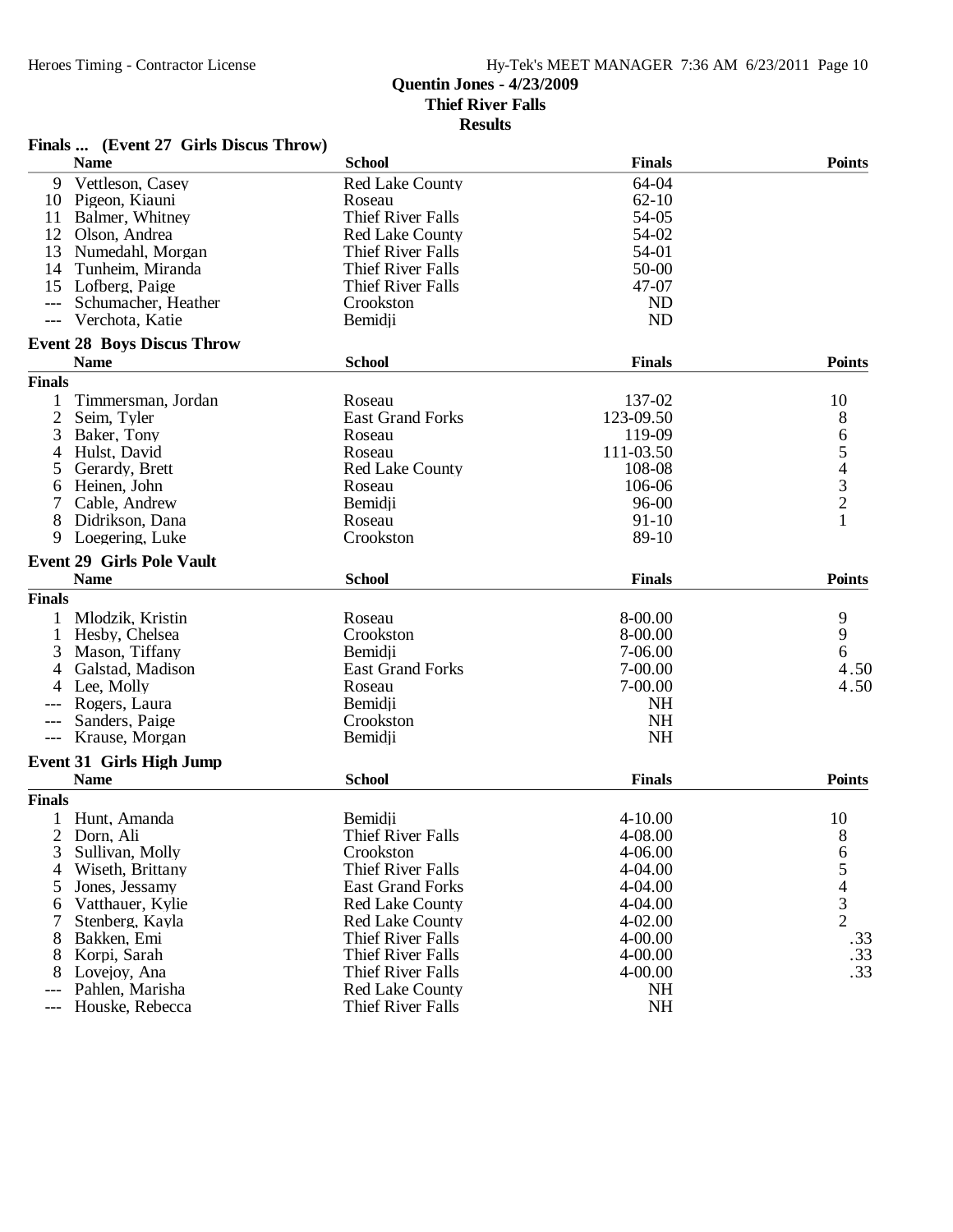**Quentin Jones - 4/23/2009**
**Thief River Falls**
**Results**

### Finals ... (Event 27 Girls Discus Throw)

| | Name | School | Finals | Points |
|---|---|---|---|---|
| 9 | Vettleson, Casey | Red Lake County | 64-04 | |
| 10 | Pigeon, Kiauni | Roseau | 62-10 | |
| 11 | Balmer, Whitney | Thief River Falls | 54-05 | |
| 12 | Olson, Andrea | Red Lake County | 54-02 | |
| 13 | Numedahl, Morgan | Thief River Falls | 54-01 | |
| 14 | Tunheim, Miranda | Thief River Falls | 50-00 | |
| 15 | Lofberg, Paige | Thief River Falls | 47-07 | |
| --- | Schumacher, Heather | Crookston | ND | |
| --- | Verchota, Katie | Bemidji | ND | |

### Event 28 Boys Discus Throw

| | Name | School | Finals | Points |
|---|---|---|---|---|
| **Finals** | | | | |
| 1 | Timmersman, Jordan | Roseau | 137-02 | 10 |
| 2 | Seim, Tyler | East Grand Forks | 123-09.50 | 8 |
| 3 | Baker, Tony | Roseau | 119-09 | 6 |
| 4 | Hulst, David | Roseau | 111-03.50 | 5 |
| 5 | Gerardy, Brett | Red Lake County | 108-08 | 4 |
| 6 | Heinen, John | Roseau | 106-06 | 3 |
| 7 | Cable, Andrew | Bemidji | 96-00 | 2 |
| 8 | Didrikson, Dana | Roseau | 91-10 | 1 |
| 9 | Loegering, Luke | Crookston | 89-10 | |

### Event 29 Girls Pole Vault

| | Name | School | Finals | Points |
|---|---|---|---|---|
| **Finals** | | | | |
| 1 | Mlodzik, Kristin | Roseau | 8-00.00 | 9 |
| 1 | Hesby, Chelsea | Crookston | 8-00.00 | 9 |
| 3 | Mason, Tiffany | Bemidji | 7-06.00 | 6 |
| 4 | Galstad, Madison | East Grand Forks | 7-00.00 | 4.50 |
| 4 | Lee, Molly | Roseau | 7-00.00 | 4.50 |
| --- | Rogers, Laura | Bemidji | NH | |
| --- | Sanders, Paige | Crookston | NH | |
| --- | Krause, Morgan | Bemidji | NH | |

### Event 31 Girls High Jump

| | Name | School | Finals | Points |
|---|---|---|---|---|
| **Finals** | | | | |
| 1 | Hunt, Amanda | Bemidji | 4-10.00 | 10 |
| 2 | Dorn, Ali | Thief River Falls | 4-08.00 | 8 |
| 3 | Sullivan, Molly | Crookston | 4-06.00 | 6 |
| 4 | Wiseth, Brittany | Thief River Falls | 4-04.00 | 5 |
| 5 | Jones, Jessamy | East Grand Forks | 4-04.00 | 4 |
| 6 | Vatthauer, Kylie | Red Lake County | 4-04.00 | 3 |
| 7 | Stenberg, Kayla | Red Lake County | 4-02.00 | 2 |
| 8 | Bakken, Emi | Thief River Falls | 4-00.00 | .33 |
| 8 | Korpi, Sarah | Thief River Falls | 4-00.00 | .33 |
| 8 | Lovejoy, Ana | Thief River Falls | 4-00.00 | .33 |
| --- | Pahlen, Marisha | Red Lake County | NH | |
| --- | Houske, Rebecca | Thief River Falls | NH | |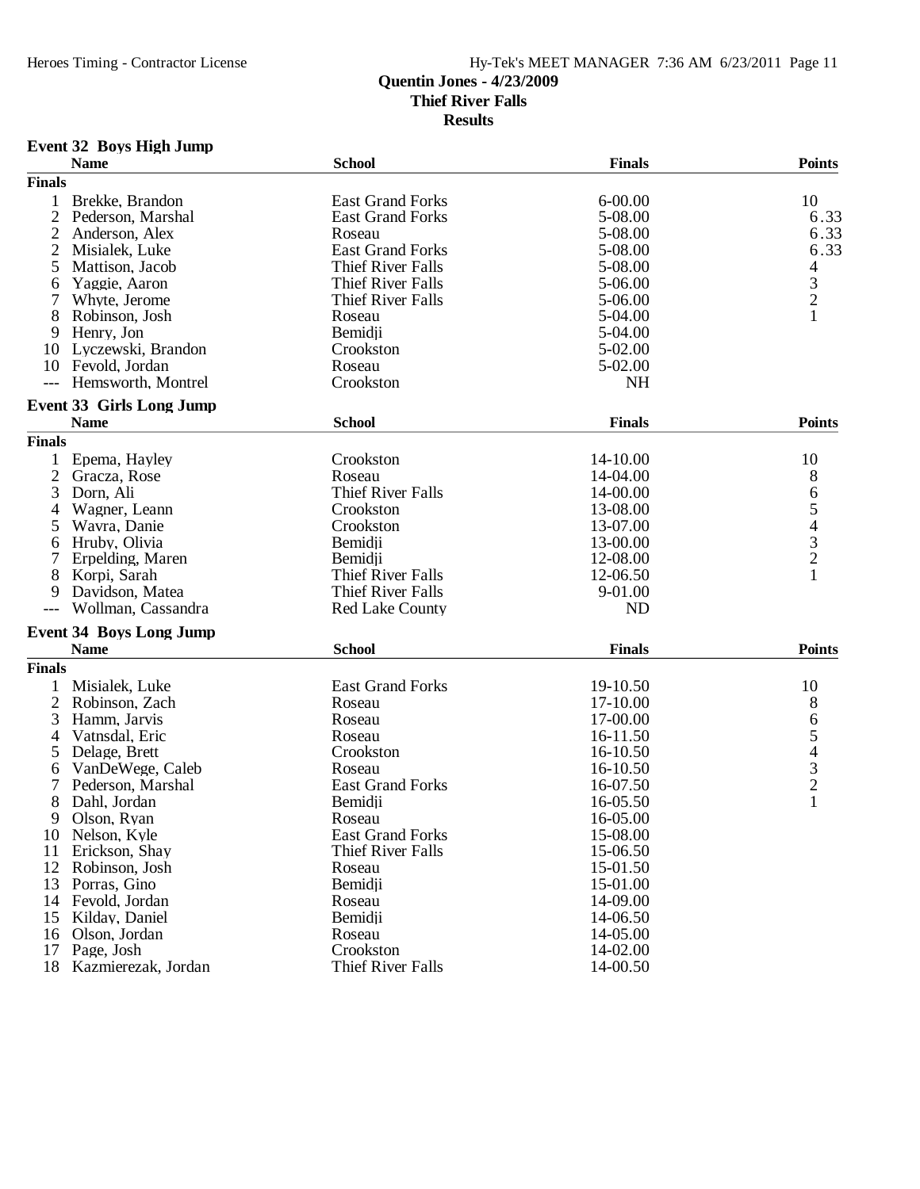**Quentin Jones - 4/23/2009**
**Thief River Falls**
**Results**

### Event 32 Boys High Jump

| | Name | School | Finals | Points |
|---|---|---|---|---|
| **Finals** | | | | |
| 1 | Brekke, Brandon | East Grand Forks | 6-00.00 | 10 |
| 2 | Pederson, Marshal | East Grand Forks | 5-08.00 | 6.33 |
| 2 | Anderson, Alex | Roseau | 5-08.00 | 6.33 |
| 2 | Misialek, Luke | East Grand Forks | 5-08.00 | 6.33 |
| 5 | Mattison, Jacob | Thief River Falls | 5-08.00 | 4 |
| 6 | Yaggie, Aaron | Thief River Falls | 5-06.00 | 3 |
| 7 | Whyte, Jerome | Thief River Falls | 5-06.00 | 2 |
| 8 | Robinson, Josh | Roseau | 5-04.00 | 1 |
| 9 | Henry, Jon | Bemidji | 5-04.00 | |
| 10 | Lyczewski, Brandon | Crookston | 5-02.00 | |
| 10 | Fevold, Jordan | Roseau | 5-02.00 | |
| --- | Hemsworth, Montrel | Crookston | NH | |

### Event 33 Girls Long Jump

| | Name | School | Finals | Points |
|---|---|---|---|---|
| **Finals** | | | | |
| 1 | Epema, Hayley | Crookston | 14-10.00 | 10 |
| 2 | Gracza, Rose | Roseau | 14-04.00 | 8 |
| 3 | Dorn, Ali | Thief River Falls | 14-00.00 | 6 |
| 4 | Wagner, Leann | Crookston | 13-08.00 | 5 |
| 5 | Wavra, Danie | Crookston | 13-07.00 | 4 |
| 6 | Hruby, Olivia | Bemidji | 13-00.00 | 3 |
| 7 | Erpelding, Maren | Bemidji | 12-08.00 | 2 |
| 8 | Korpi, Sarah | Thief River Falls | 12-06.50 | 1 |
| 9 | Davidson, Matea | Thief River Falls | 9-01.00 | |
| --- | Wollman, Cassandra | Red Lake County | ND | |

### Event 34 Boys Long Jump

| | Name | School | Finals | Points |
|---|---|---|---|---|
| **Finals** | | | | |
| 1 | Misialek, Luke | East Grand Forks | 19-10.50 | 10 |
| 2 | Robinson, Zach | Roseau | 17-10.00 | 8 |
| 3 | Hamm, Jarvis | Roseau | 17-00.00 | 6 |
| 4 | Vatnsdal, Eric | Roseau | 16-11.50 | 5 |
| 5 | Delage, Brett | Crookston | 16-10.50 | 4 |
| 6 | VanDeWege, Caleb | Roseau | 16-10.50 | 3 |
| 7 | Pederson, Marshal | East Grand Forks | 16-07.50 | 2 |
| 8 | Dahl, Jordan | Bemidji | 16-05.50 | 1 |
| 9 | Olson, Ryan | Roseau | 16-05.00 | |
| 10 | Nelson, Kyle | East Grand Forks | 15-08.00 | |
| 11 | Erickson, Shay | Thief River Falls | 15-06.50 | |
| 12 | Robinson, Josh | Roseau | 15-01.50 | |
| 13 | Porras, Gino | Bemidji | 15-01.00 | |
| 14 | Fevold, Jordan | Roseau | 14-09.00 | |
| 15 | Kilday, Daniel | Bemidji | 14-06.50 | |
| 16 | Olson, Jordan | Roseau | 14-05.00 | |
| 17 | Page, Josh | Crookston | 14-02.00 | |
| 18 | Kazmierezak, Jordan | Thief River Falls | 14-00.50 | |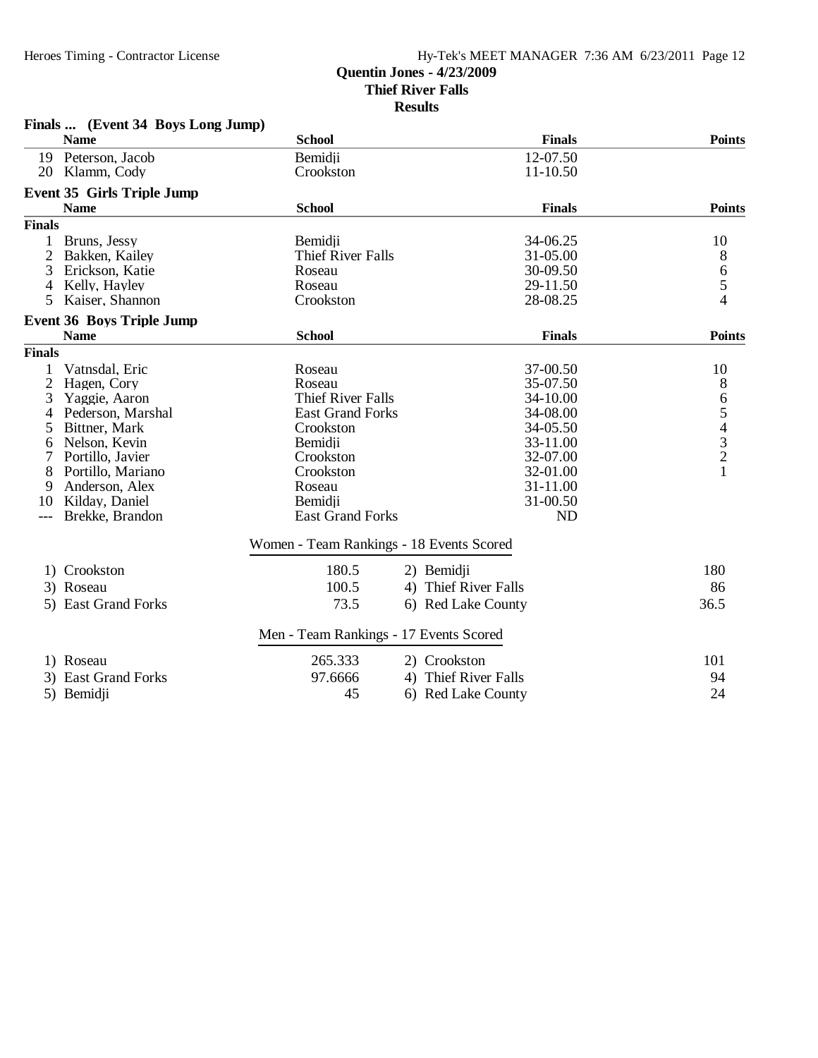**Quentin Jones - 4/23/2009**
**Thief River Falls**
**Results**

### Finals ... (Event 34 Boys Long Jump)

| | Name | School | Finals | Points |
|---|---|---|---|---|
| 19 | Peterson, Jacob | Bemidji | 12-07.50 | |
| 20 | Klamm, Cody | Crookston | 11-10.50 | |

### Event 35 Girls Triple Jump

| | Name | School | Finals | Points |
|---|---|---|---|---|
| **Finals** | | | | |
| 1 | Bruns, Jessy | Bemidji | 34-06.25 | 10 |
| 2 | Bakken, Kailey | Thief River Falls | 31-05.00 | 8 |
| 3 | Erickson, Katie | Roseau | 30-09.50 | 6 |
| 4 | Kelly, Hayley | Roseau | 29-11.50 | 5 |
| 5 | Kaiser, Shannon | Crookston | 28-08.25 | 4 |

### Event 36 Boys Triple Jump

| | Name | School | Finals | Points |
|---|---|---|---|---|
| **Finals** | | | | |
| 1 | Vatnsdal, Eric | Roseau | 37-00.50 | 10 |
| 2 | Hagen, Cory | Roseau | 35-07.50 | 8 |
| 3 | Yaggie, Aaron | Thief River Falls | 34-10.00 | 6 |
| 4 | Pederson, Marshal | East Grand Forks | 34-08.00 | 5 |
| 5 | Bittner, Mark | Crookston | 34-05.50 | 4 |
| 6 | Nelson, Kevin | Bemidji | 33-11.00 | 3 |
| 7 | Portillo, Javier | Crookston | 32-07.00 | 2 |
| 8 | Portillo, Mariano | Crookston | 32-01.00 | 1 |
| 9 | Anderson, Alex | Roseau | 31-11.00 | |
| 10 | Kilday, Daniel | Bemidji | 31-00.50 | |
| --- | Brekke, Brandon | East Grand Forks | ND | |

### Women - Team Rankings - 18 Events Scored

| | | | |
|---|---|---|---|
| 1) Crookston | 180.5 | 2) Bemidji | 180 |
| 3) Roseau | 100.5 | 4) Thief River Falls | 86 |
| 5) East Grand Forks | 73.5 | 6) Red Lake County | 36.5 |

### Men - Team Rankings - 17 Events Scored

| | | | |
|---|---|---|---|
| 1) Roseau | 265.333 | 2) Crookston | 101 |
| 3) East Grand Forks | 97.6666 | 4) Thief River Falls | 94 |
| 5) Bemidji | 45 | 6) Red Lake County | 24 |